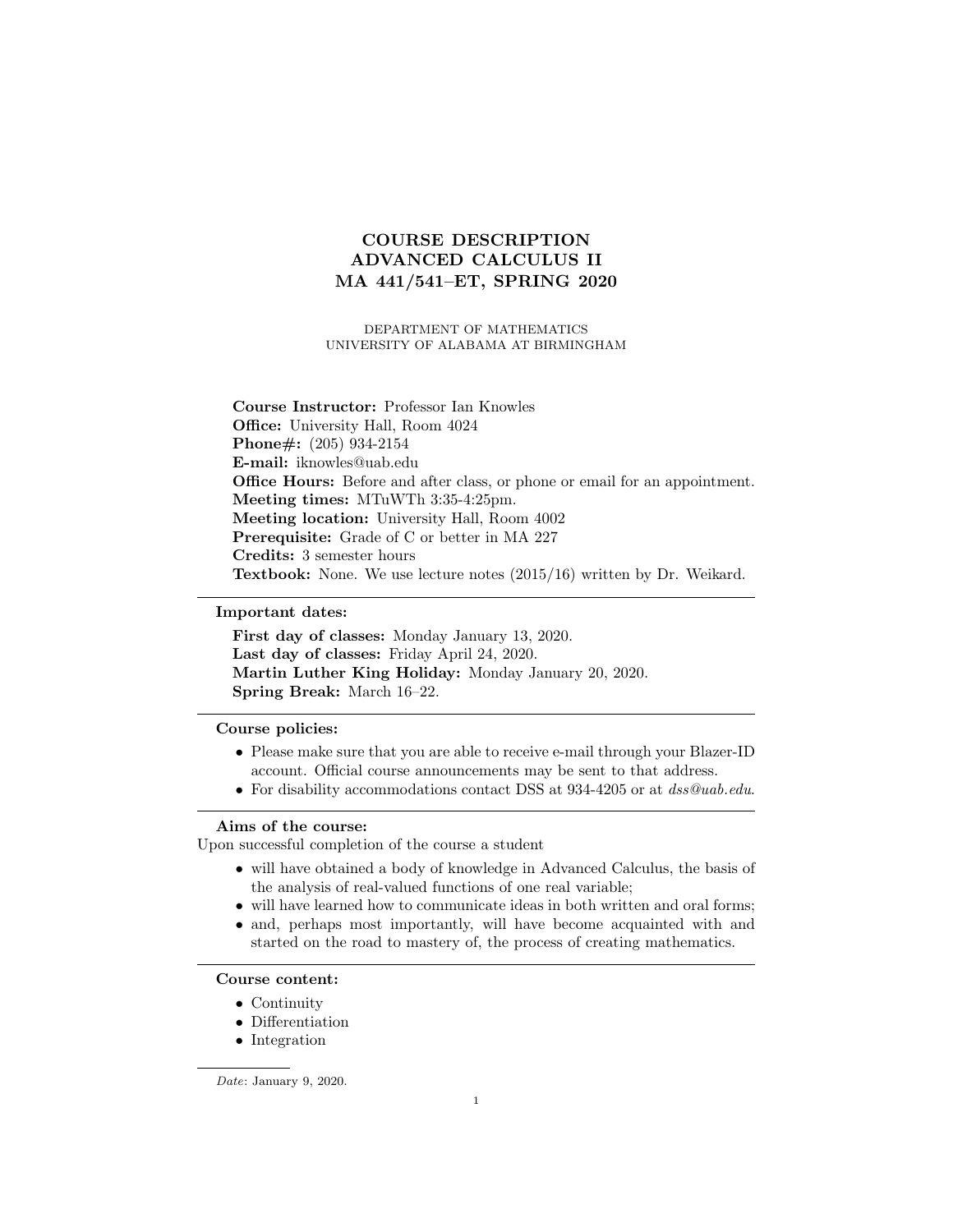# COURSE DESCRIPTION
# ADVANCED CALCULUS II
# MA 441/541–ET, SPRING 2020

DEPARTMENT OF MATHEMATICS
UNIVERSITY OF ALABAMA AT BIRMINGHAM

**Course Instructor:** Professor Ian Knowles
**Office:** University Hall, Room 4024
**Phone#:** (205) 934-2154
**E-mail:** iknowles@uab.edu
**Office Hours:** Before and after class, or phone or email for an appointment.
**Meeting times:** MTuWTh 3:35-4:25pm.
**Meeting location:** University Hall, Room 4002
**Prerequisite:** Grade of C or better in MA 227
**Credits:** 3 semester hours
**Textbook:** None. We use lecture notes (2015/16) written by Dr. Weikard.

---

**Important dates:**

**First day of classes:** Monday January 13, 2020.
**Last day of classes:** Friday April 24, 2020.
**Martin Luther King Holiday:** Monday January 20, 2020.
**Spring Break:** March 16–22.

---

**Course policies:**

- Please make sure that you are able to receive e-mail through your Blazer-ID account. Official course announcements may be sent to that address.
- For disability accommodations contact DSS at 934-4205 or at *dss@uab.edu*.

---

**Aims of the course:**

Upon successful completion of the course a student

- will have obtained a body of knowledge in Advanced Calculus, the basis of the analysis of real-valued functions of one real variable;
- will have learned how to communicate ideas in both written and oral forms;
- and, perhaps most importantly, will have become acquainted with and started on the road to mastery of, the process of creating mathematics.

---

**Course content:**

- Continuity
- Differentiation
- Integration

---

*Date*: January 9, 2020.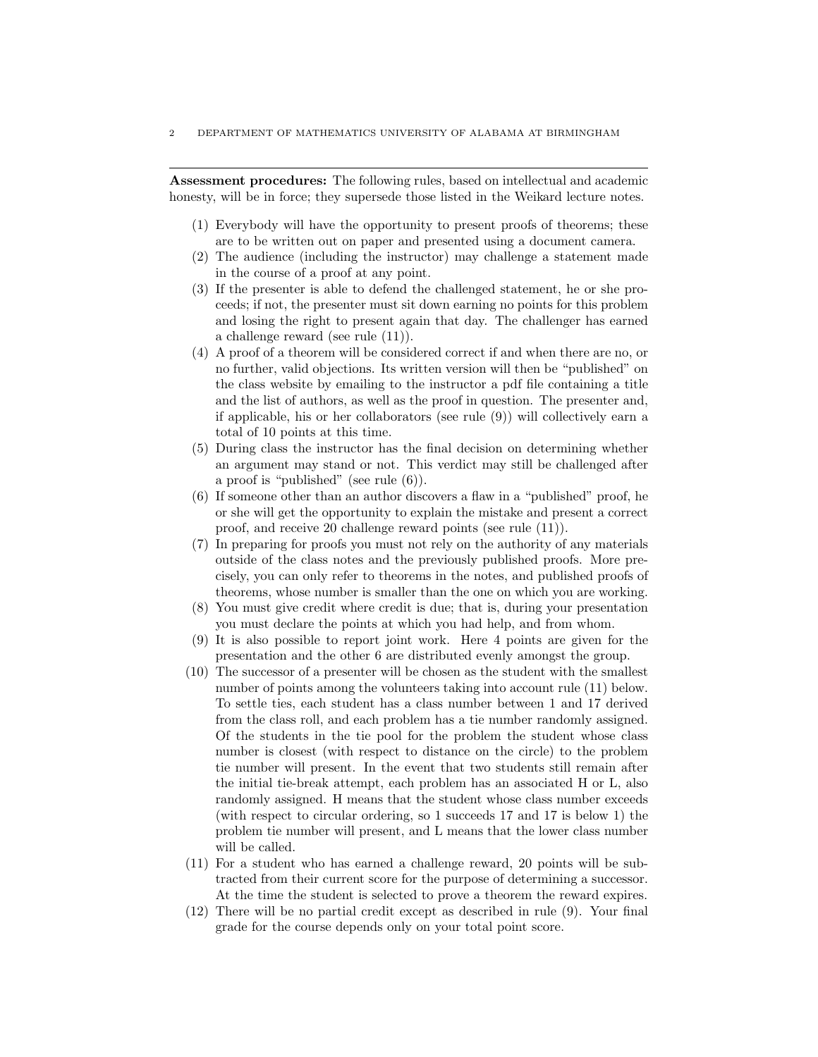**Assessment procedures:** The following rules, based on intellectual and academic honesty, will be in force; they supersede those listed in the Weikard lecture notes.

1. Everybody will have the opportunity to present proofs of theorems; these are to be written out on paper and presented using a document camera.
2. The audience (including the instructor) may challenge a statement made in the course of a proof at any point.
3. If the presenter is able to defend the challenged statement, he or she proceeds; if not, the presenter must sit down earning no points for this problem and losing the right to present again that day. The challenger has earned a challenge reward (see rule (11)).
4. A proof of a theorem will be considered correct if and when there are no, or no further, valid objections. Its written version will then be "published" on the class website by emailing to the instructor a pdf file containing a title and the list of authors, as well as the proof in question. The presenter and, if applicable, his or her collaborators (see rule (9)) will collectively earn a total of 10 points at this time.
5. During class the instructor has the final decision on determining whether an argument may stand or not. This verdict may still be challenged after a proof is "published" (see rule (6)).
6. If someone other than an author discovers a flaw in a "published" proof, he or she will get the opportunity to explain the mistake and present a correct proof, and receive 20 challenge reward points (see rule (11)).
7. In preparing for proofs you must not rely on the authority of any materials outside of the class notes and the previously published proofs. More precisely, you can only refer to theorems in the notes, and published proofs of theorems, whose number is smaller than the one on which you are working.
8. You must give credit where credit is due; that is, during your presentation you must declare the points at which you had help, and from whom.
9. It is also possible to report joint work. Here 4 points are given for the presentation and the other 6 are distributed evenly amongst the group.
10. The successor of a presenter will be chosen as the student with the smallest number of points among the volunteers taking into account rule (11) below. To settle ties, each student has a class number between 1 and 17 derived from the class roll, and each problem has a tie number randomly assigned. Of the students in the tie pool for the problem the student whose class number is closest (with respect to distance on the circle) to the problem tie number will present. In the event that two students still remain after the initial tie-break attempt, each problem has an associated H or L, also randomly assigned. H means that the student whose class number exceeds (with respect to circular ordering, so 1 succeeds 17 and 17 is below 1) the problem tie number will present, and L means that the lower class number will be called.
11. For a student who has earned a challenge reward, 20 points will be subtracted from their current score for the purpose of determining a successor. At the time the student is selected to prove a theorem the reward expires.
12. There will be no partial credit except as described in rule (9). Your final grade for the course depends only on your total point score.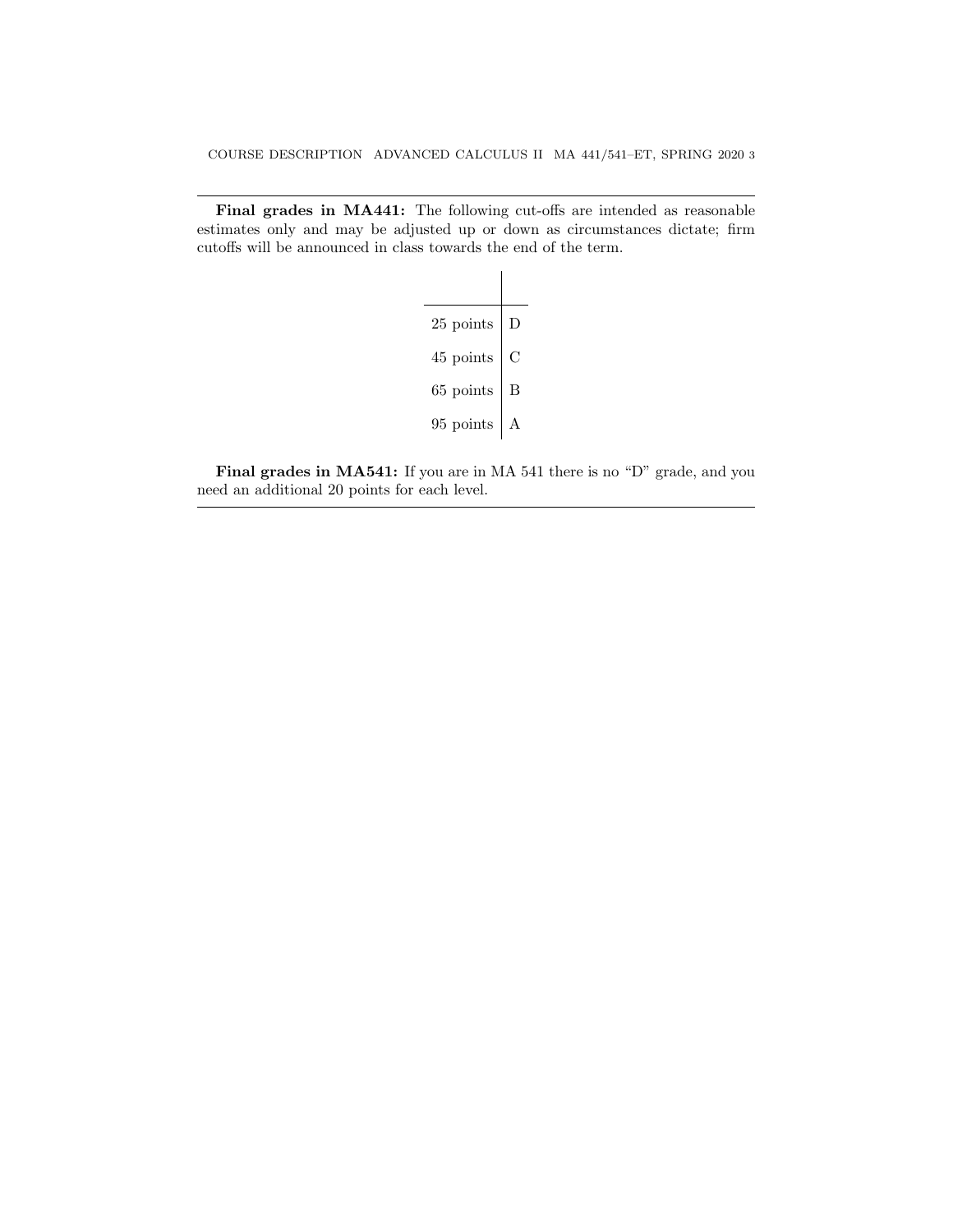**Final grades in MA441:** The following cut-offs are intended as reasonable estimates only and may be adjusted up or down as circumstances dictate; firm cutoffs will be announced in class towards the end of the term.

| | |
|---|---|
| 25 points | D |
| 45 points | C |
| 65 points | B |
| 95 points | A |

**Final grades in MA541:** If you are in MA 541 there is no "D" grade, and you need an additional 20 points for each level.